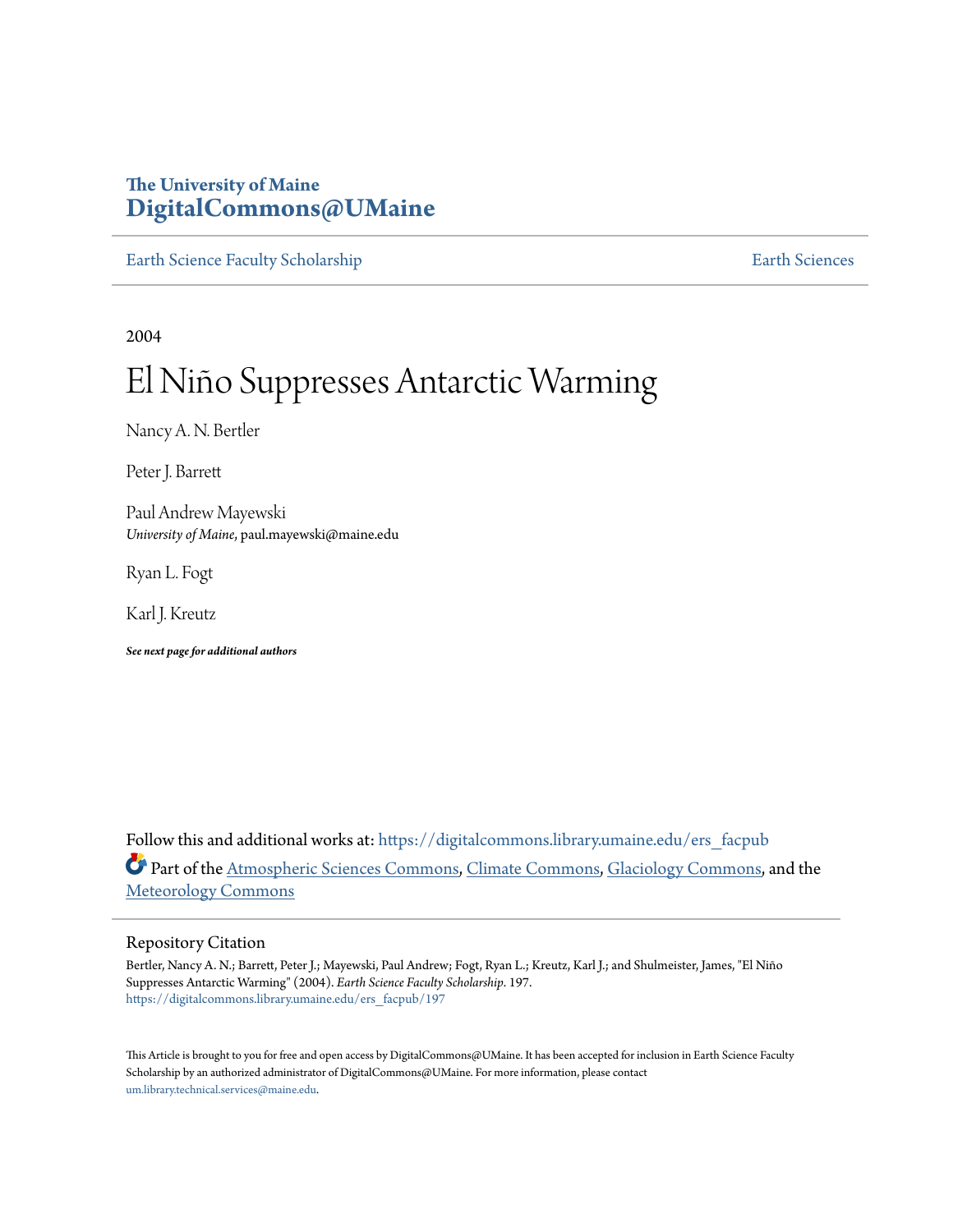The University of Maine
**DigitalCommons@UMaine**

Earth Science Faculty Scholarship | Earth Sciences

2004

# El Niño Suppresses Antarctic Warming

Nancy A. N. Bertler

Peter J. Barrett

Paul Andrew Mayewski
*University of Maine*, paul.mayewski@maine.edu

Ryan L. Fogt

Karl J. Kreutz

***See next page for additional authors***

Follow this and additional works at: https://digitalcommons.library.umaine.edu/ers_facpub

Part of the Atmospheric Sciences Commons, Climate Commons, Glaciology Commons, and the Meteorology Commons

## Repository Citation

Bertler, Nancy A. N.; Barrett, Peter J.; Mayewski, Paul Andrew; Fogt, Ryan L.; Kreutz, Karl J.; and Shulmeister, James, "El Niño Suppresses Antarctic Warming" (2004). *Earth Science Faculty Scholarship*. 197.
https://digitalcommons.library.umaine.edu/ers_facpub/197

This Article is brought to you for free and open access by DigitalCommons@UMaine. It has been accepted for inclusion in Earth Science Faculty Scholarship by an authorized administrator of DigitalCommons@UMaine. For more information, please contact um.library.technical.services@maine.edu.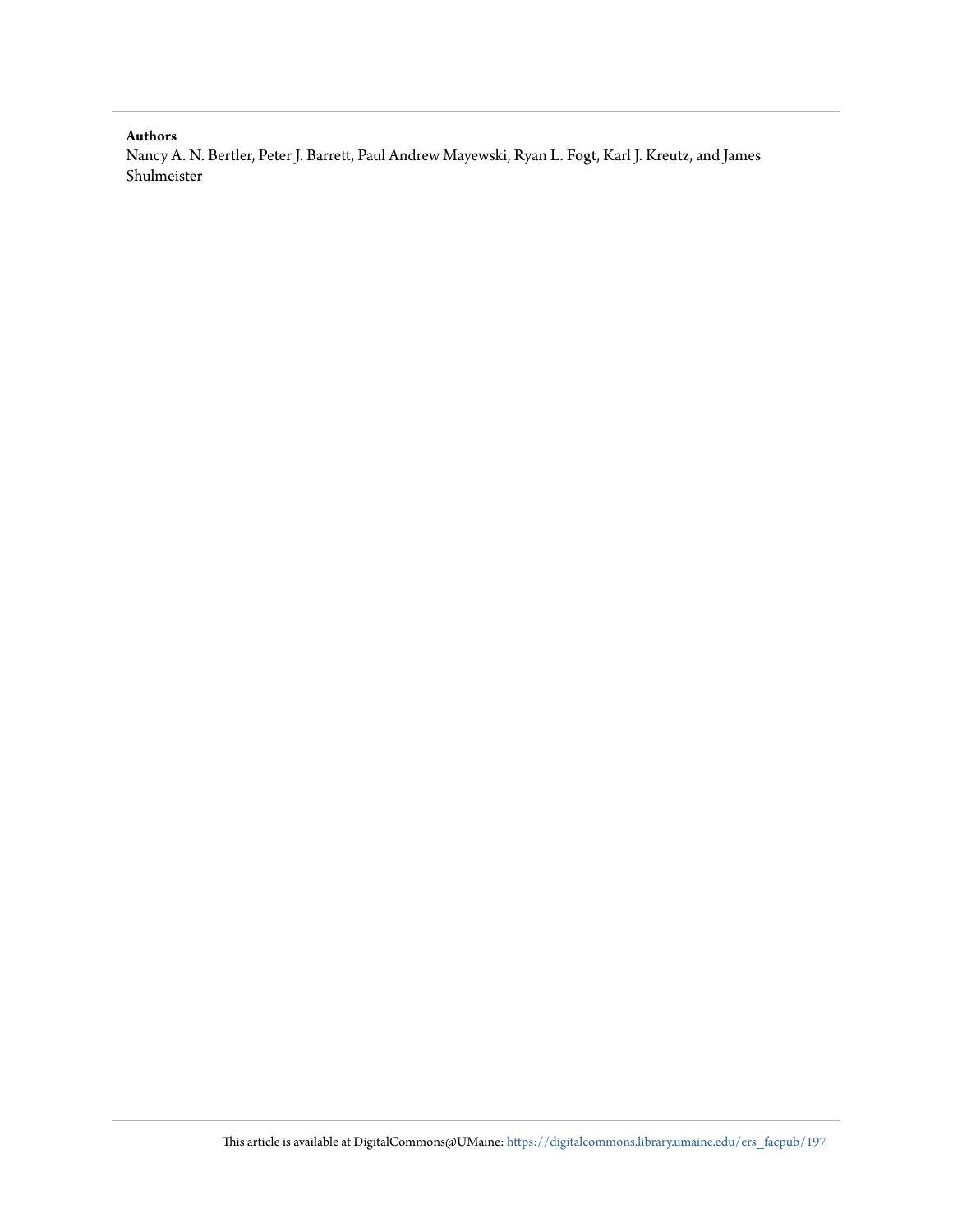**Authors**

Nancy A. N. Bertler, Peter J. Barrett, Paul Andrew Mayewski, Ryan L. Fogt, Karl J. Kreutz, and James Shulmeister

This article is available at DigitalCommons@UMaine: https://digitalcommons.library.umaine.edu/ers_facpub/197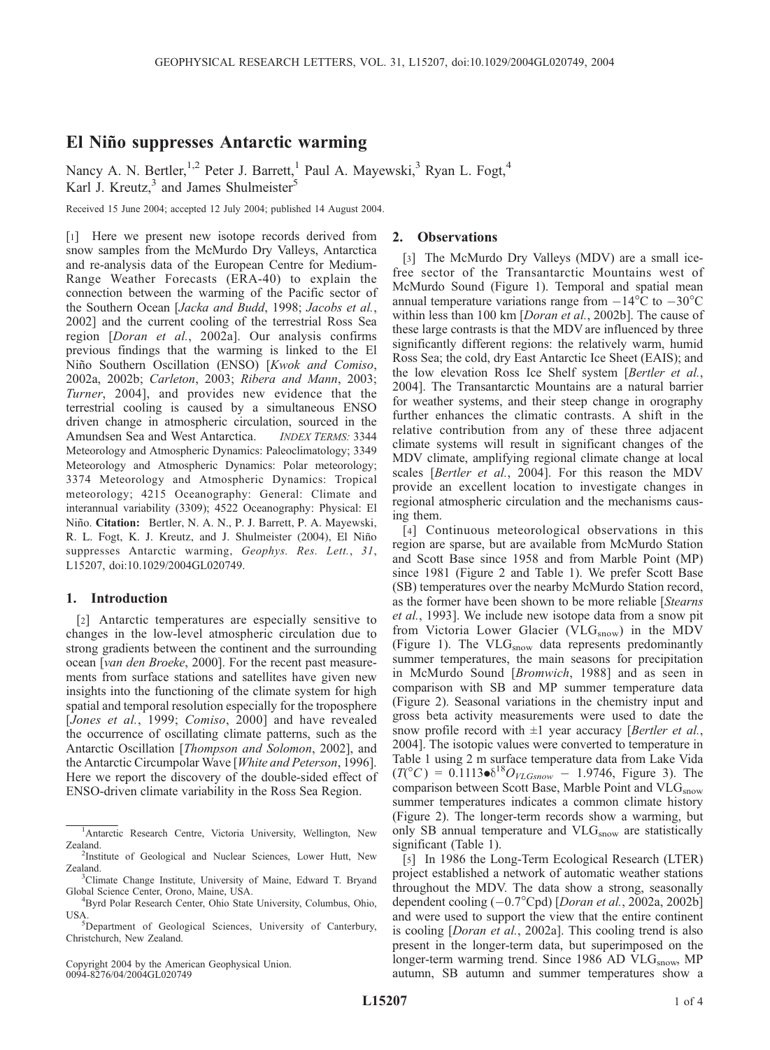# El Niño suppresses Antarctic warming

Nancy A. N. Bertler,[1,2] Peter J. Barrett,[1] Paul A. Mayewski,[3] Ryan L. Fogt,[4] Karl J. Kreutz,[3] and James Shulmeister[5]

Received 15 June 2004; accepted 12 July 2004; published 14 August 2004.

[1] Here we present new isotope records derived from snow samples from the McMurdo Dry Valleys, Antarctica and re-analysis data of the European Centre for Medium-Range Weather Forecasts (ERA-40) to explain the connection between the warming of the Pacific sector of the Southern Ocean [*Jacka and Budd*, 1998; *Jacobs et al.*, 2002] and the current cooling of the terrestrial Ross Sea region [*Doran et al.*, 2002a]. Our analysis confirms previous findings that the warming is linked to the El Niño Southern Oscillation (ENSO) [*Kwok and Comiso*, 2002a, 2002b; *Carleton*, 2003; *Ribera and Mann*, 2003; *Turner*, 2004], and provides new evidence that the terrestrial cooling is caused by a simultaneous ENSO driven change in atmospheric circulation, sourced in the Amundsen Sea and West Antarctica. INDEX TERMS: 3344 Meteorology and Atmospheric Dynamics: Paleoclimatology; 3349 Meteorology and Atmospheric Dynamics: Polar meteorology; 3374 Meteorology and Atmospheric Dynamics: Tropical meteorology; 4215 Oceanography: General: Climate and interannual variability (3309); 4522 Oceanography: Physical: El Niño. **Citation:** Bertler, N. A. N., P. J. Barrett, P. A. Mayewski, R. L. Fogt, K. J. Kreutz, and J. Shulmeister (2004), El Niño suppresses Antarctic warming, *Geophys. Res. Lett.*, *31*, L15207, doi:10.1029/2004GL020749.

## 1. Introduction

[2] Antarctic temperatures are especially sensitive to changes in the low-level atmospheric circulation due to strong gradients between the continent and the surrounding ocean [*van den Broeke*, 2000]. For the recent past measurements from surface stations and satellites have given new insights into the functioning of the climate system for high spatial and temporal resolution especially for the troposphere [*Jones et al.*, 1999; *Comiso*, 2000] and have revealed the occurrence of oscillating climate patterns, such as the Antarctic Oscillation [*Thompson and Solomon*, 2002], and the Antarctic Circumpolar Wave [*White and Peterson*, 1996]. Here we report the discovery of the double-sided effect of ENSO-driven climate variability in the Ross Sea Region.

[1] Antarctic Research Centre, Victoria University, Wellington, New Zealand.
[2] Institute of Geological and Nuclear Sciences, Lower Hutt, New Zealand.
[3] Climate Change Institute, University of Maine, Edward T. Bryand Global Science Center, Orono, Maine, USA.
[4] Byrd Polar Research Center, Ohio State University, Columbus, Ohio, USA.
[5] Department of Geological Sciences, University of Canterbury, Christchurch, New Zealand.

Copyright 2004 by the American Geophysical Union.
0094-8276/04/2004GL020749

## 2. Observations

[3] The McMurdo Dry Valleys (MDV) are a small ice-free sector of the Transantarctic Mountains west of McMurdo Sound (Figure 1). Temporal and spatial mean annual temperature variations range from −14°C to −30°C within less than 100 km [*Doran et al.*, 2002b]. The cause of these large contrasts is that the MDV are influenced by three significantly different regions: the relatively warm, humid Ross Sea; the cold, dry East Antarctic Ice Sheet (EAIS); and the low elevation Ross Ice Shelf system [*Bertler et al.*, 2004]. The Transantarctic Mountains are a natural barrier for weather systems, and their steep change in orography further enhances the climatic contrasts. A shift in the relative contribution from any of these three adjacent climate systems will result in significant changes of the MDV climate, amplifying regional climate change at local scales [*Bertler et al.*, 2004]. For this reason the MDV provide an excellent location to investigate changes in regional atmospheric circulation and the mechanisms causing them.

[4] Continuous meteorological observations in this region are sparse, but are available from McMurdo Station and Scott Base since 1958 and from Marble Point (MP) since 1981 (Figure 2 and Table 1). We prefer Scott Base (SB) temperatures over the nearby McMurdo Station record, as the former have been shown to be more reliable [*Stearns et al.*, 1993]. We include new isotope data from a snow pit from Victoria Lower Glacier ($VLG_{snow}$) in the MDV (Figure 1). The $VLG_{snow}$ data represents predominantly summer temperatures, the main seasons for precipitation in McMurdo Sound [*Bromwich*, 1988] and as seen in comparison with SB and MP summer temperature data (Figure 2). Seasonal variations in the chemistry input and gross beta activity measurements were used to date the snow profile record with ±1 year accuracy [*Bertler et al.*, 2004]. The isotopic values were converted to temperature in Table 1 using 2 m surface temperature data from Lake Vida ($T(°C) = 0.1113 \bullet \delta^{18}O_{VLGsnow} - 1.9746$, Figure 3). The comparison between Scott Base, Marble Point and $VLG_{snow}$ summer temperatures indicates a common climate history (Figure 2). The longer-term records show a warming, but only SB annual temperature and $VLG_{snow}$ are statistically significant (Table 1).

[5] In 1986 the Long-Term Ecological Research (LTER) project established a network of automatic weather stations throughout the MDV. The data show a strong, seasonally dependent cooling (−0.7°Cpd) [*Doran et al.*, 2002a, 2002b] and were used to support the view that the entire continent is cooling [*Doran et al.*, 2002a]. This cooling trend is also present in the longer-term data, but superimposed on the longer-term warming trend. Since 1986 AD $VLG_{snow}$, MP autumn, SB autumn and summer temperatures show a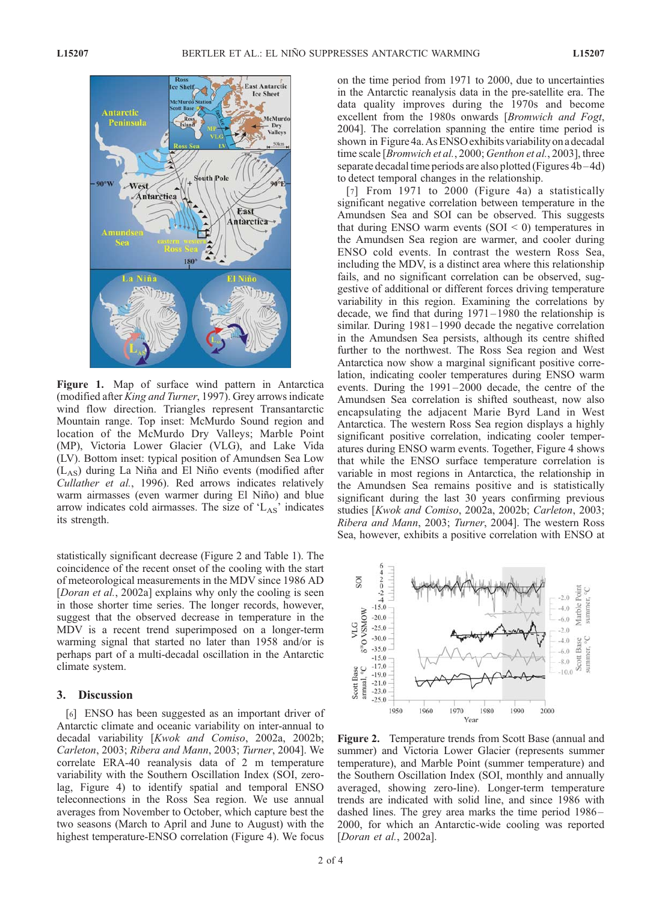**Figure 1.** Map of surface wind pattern in Antarctica (modified after *King and Turner*, 1997). Grey arrows indicate wind flow direction. Triangles represent Transantarctic Mountain range. Top inset: McMurdo Sound region and location of the McMurdo Dry Valleys; Marble Point (MP), Victoria Lower Glacier (VLG), and Lake Vida (LV). Bottom inset: typical position of Amundsen Sea Low ($L_{AS}$) during La Niña and El Niño events (modified after *Cullather et al.*, 1996). Red arrows indicates relatively warm airmasses (even warmer during El Niño) and blue arrow indicates cold airmasses. The size of '$L_{AS}$' indicates its strength.

statistically significant decrease (Figure 2 and Table 1). The coincidence of the recent onset of the cooling with the start of meteorological measurements in the MDV since 1986 AD [*Doran et al.*, 2002a] explains why only the cooling is seen in those shorter time series. The longer records, however, suggest that the observed decrease in temperature in the MDV is a recent trend superimposed on a longer-term warming signal that started no later than 1958 and/or is perhaps part of a multi-decadal oscillation in the Antarctic climate system.

## 3. Discussion

[6] ENSO has been suggested as an important driver of Antarctic climate and oceanic variability on inter-annual to decadal variability [*Kwok and Comiso*, 2002a, 2002b; *Carleton*, 2003; *Ribera and Mann*, 2003; *Turner*, 2004]. We correlate ERA-40 reanalysis data of 2 m temperature variability with the Southern Oscillation Index (SOI, zero-lag, Figure 4) to identify spatial and temporal ENSO teleconnections in the Ross Sea region. We use annual averages from November to October, which capture best the two seasons (March to April and June to August) with the highest temperature-ENSO correlation (Figure 4). We focus on the time period from 1971 to 2000, due to uncertainties in the Antarctic reanalysis data in the pre-satellite era. The data quality improves during the 1970s and become excellent from the 1980s onwards [*Bromwich and Fogt*, 2004]. The correlation spanning the entire time period is shown in Figure 4a. As ENSO exhibits variability on a decadal time scale [*Bromwich et al.*, 2000; *Genthon et al.*, 2003], three separate decadal time periods are also plotted (Figures 4b–4d) to detect temporal changes in the relationship.

[7] From 1971 to 2000 (Figure 4a) a statistically significant negative correlation between temperature in the Amundsen Sea and SOI can be observed. This suggests that during ENSO warm events (SOI < 0) temperatures in the Amundsen Sea region are warmer, and cooler during ENSO cold events. In contrast the western Ross Sea, including the MDV, is a distinct area where this relationship fails, and no significant correlation can be observed, suggestive of additional or different forces driving temperature variability in this region. Examining the correlations by decade, we find that during 1971–1980 the relationship is similar. During 1981–1990 decade the negative correlation in the Amundsen Sea persists, although its centre shifted further to the northwest. The Ross Sea region and West Antarctica now show a marginal significant positive correlation, indicating cooler temperatures during ENSO warm events. During the 1991–2000 decade, the centre of the Amundsen Sea correlation is shifted southeast, now also encapsulating the adjacent Marie Byrd Land in West Antarctica. The western Ross Sea region displays a highly significant positive correlation, indicating cooler temperatures during ENSO warm events. Together, Figure 4 shows that while the ENSO surface temperature correlation is variable in most regions in Antarctica, the relationship in the Amundsen Sea remains positive and is statistically significant during the last 30 years confirming previous studies [*Kwok and Comiso*, 2002a, 2002b; *Carleton*, 2003; *Ribera and Mann*, 2003; *Turner*, 2004]. The western Ross Sea, however, exhibits a positive correlation with ENSO at

**Figure 2.** Temperature trends from Scott Base (annual and summer) and Victoria Lower Glacier (represents summer temperature), and Marble Point (summer temperature) and the Southern Oscillation Index (SOI, monthly and annually averaged, showing zero-line). Longer-term temperature trends are indicated with solid line, and since 1986 with dashed lines. The grey area marks the time period 1986–2000, for which an Antarctic-wide cooling was reported [*Doran et al.*, 2002a].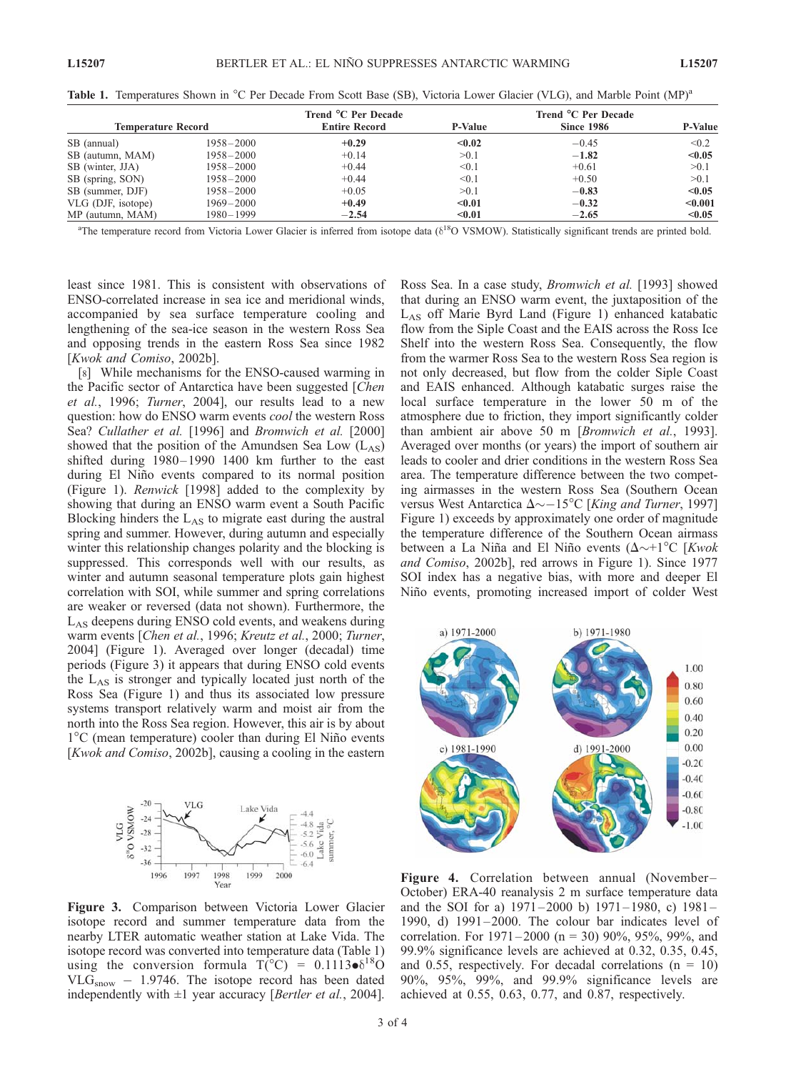**Table 1.** Temperatures Shown in °C Per Decade From Scott Base (SB), Victoria Lower Glacier (VLG), and Marble Point (MP)[a]

| Temperature Record | | Trend °C Per Decade Entire Record | P-Value | Trend °C Per Decade Since 1986 | P-Value |
|---|---|---|---|---|---|
| SB (annual) | 1958–2000 | **+0.29** | **<0.02** | −0.45 | <0.2 |
| SB (autumn, MAM) | 1958–2000 | +0.14 | >0.1 | **−1.82** | **<0.05** |
| SB (winter, JJA) | 1958–2000 | +0.44 | <0.1 | +0.61 | >0.1 |
| SB (spring, SON) | 1958–2000 | +0.44 | <0.1 | +0.50 | >0.1 |
| SB (summer, DJF) | 1958–2000 | +0.05 | >0.1 | **−0.83** | **<0.05** |
| VLG (DJF, isotope) | 1969–2000 | **+0.49** | **<0.01** | **−0.32** | **<0.001** |
| MP (autumn, MAM) | 1980–1999 | **−2.54** | **<0.01** | **−2.65** | **<0.05** |

[a]The temperature record from Victoria Lower Glacier is inferred from isotope data ($\delta^{18}O$ VSMOW). Statistically significant trends are printed bold.

least since 1981. This is consistent with observations of ENSO-correlated increase in sea ice and meridional winds, accompanied by sea surface temperature cooling and lengthening of the sea-ice season in the western Ross Sea and opposing trends in the eastern Ross Sea since 1982 [*Kwok and Comiso*, 2002b].

[8] While mechanisms for the ENSO-caused warming in the Pacific sector of Antarctica have been suggested [*Chen et al.*, 1996; *Turner*, 2004], our results lead to a new question: how do ENSO warm events *cool* the western Ross Sea? *Cullather et al.* [1996] and *Bromwich et al.* [2000] showed that the position of the Amundsen Sea Low ($L_{AS}$) shifted during 1980–1990 1400 km further to the east during El Niño events compared to its normal position (Figure 1). *Renwick* [1998] added to the complexity by showing that during an ENSO warm event a South Pacific Blocking hinders the $L_{AS}$ to migrate east during the austral spring and summer. However, during autumn and especially winter this relationship changes polarity and the blocking is suppressed. This corresponds well with our results, as winter and autumn seasonal temperature plots gain highest correlation with SOI, while summer and spring correlations are weaker or reversed (data not shown). Furthermore, the $L_{AS}$ deepens during ENSO cold events, and weakens during warm events [*Chen et al.*, 1996; *Kreutz et al.*, 2000; *Turner*, 2004] (Figure 1). Averaged over longer (decadal) time periods (Figure 3) it appears that during ENSO cold events the $L_{AS}$ is stronger and typically located just north of the Ross Sea (Figure 1) and thus its associated low pressure systems transport relatively warm and moist air from the north into the Ross Sea region. However, this air is by about 1°C (mean temperature) cooler than during El Niño events [*Kwok and Comiso*, 2002b], causing a cooling in the eastern Ross Sea. In a case study, *Bromwich et al.* [1993] showed that during an ENSO warm event, the juxtaposition of the $L_{AS}$ off Marie Byrd Land (Figure 1) enhanced katabatic flow from the Siple Coast and the EAIS across the Ross Ice Shelf into the western Ross Sea. Consequently, the flow from the warmer Ross Sea to the western Ross Sea region is not only decreased, but flow from the colder Siple Coast and EAIS enhanced. Although katabatic surges raise the local surface temperature in the lower 50 m of the atmosphere due to friction, they import significantly colder than ambient air above 50 m [*Bromwich et al.*, 1993]. Averaged over months (or years) the import of southern air leads to cooler and drier conditions in the western Ross Sea area. The temperature difference between the two competing airmasses in the western Ross Sea (Southern Ocean versus West Antarctica $\Delta\sim-15$°C [*King and Turner*, 1997] Figure 1) exceeds by approximately one order of magnitude the temperature difference of the Southern Ocean airmass between a La Niña and El Niño events ($\Delta\sim+1$°C [*Kwok and Comiso*, 2002b], red arrows in Figure 1). Since 1977 SOI index has a negative bias, with more and deeper El Niño events, promoting increased import of colder West

**Figure 3.** Comparison between Victoria Lower Glacier isotope record and summer temperature data from the nearby LTER automatic weather station at Lake Vida. The isotope record was converted into temperature data (Table 1) using the conversion formula $T(°C) = 0.1113 \bullet \delta^{18}O\ VLG_{snow} - 1.9746$. The isotope record has been dated independently with ±1 year accuracy [*Bertler et al.*, 2004].

**Figure 4.** Correlation between annual (November–October) ERA-40 reanalysis 2 m surface temperature data and the SOI for a) 1971–2000 b) 1971–1980, c) 1981–1990, d) 1991–2000. The colour bar indicates level of correlation. For 1971–2000 (n = 30) 90%, 95%, 99%, and 99.9% significance levels are achieved at 0.32, 0.35, 0.45, and 0.55, respectively. For decadal correlations (n = 10) 90%, 95%, 99%, and 99.9% significance levels are achieved at 0.55, 0.63, 0.77, and 0.87, respectively.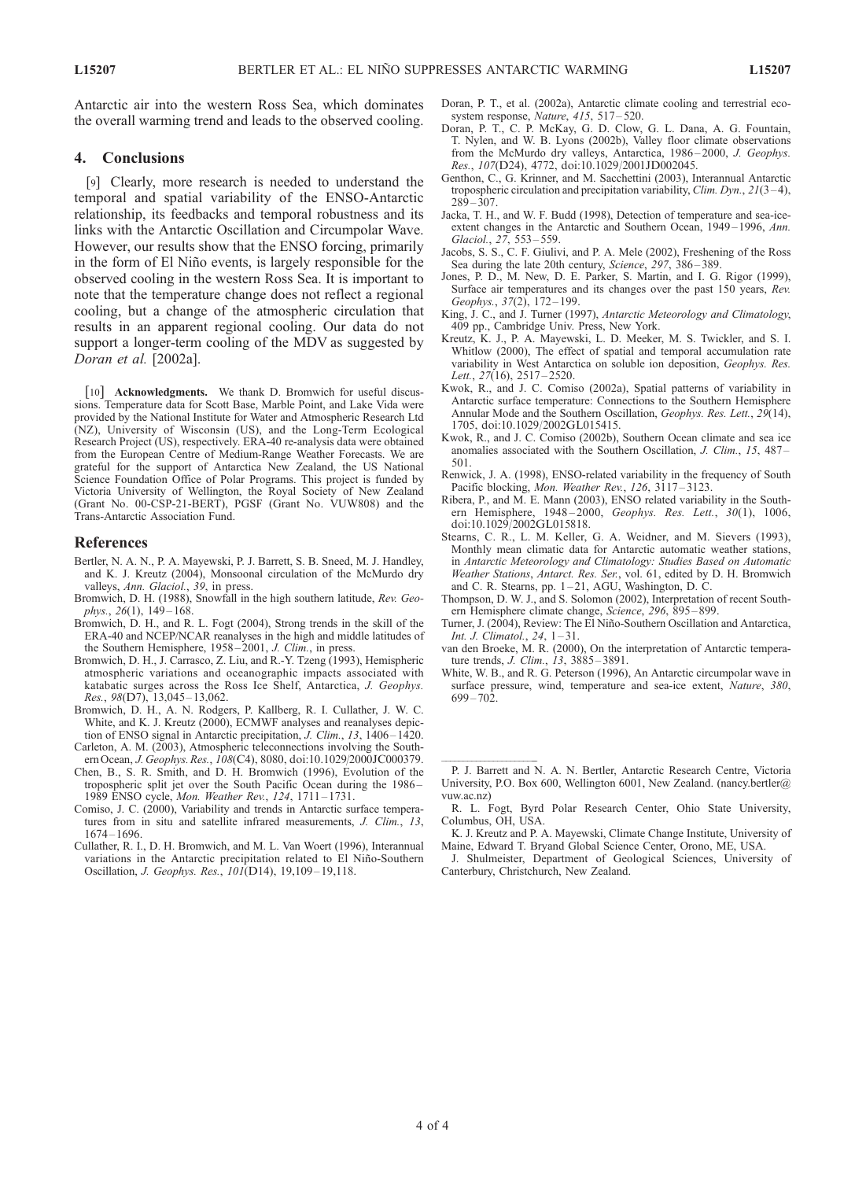Antarctic air into the western Ross Sea, which dominates the overall warming trend and leads to the observed cooling.

## 4. Conclusions

[9] Clearly, more research is needed to understand the temporal and spatial variability of the ENSO-Antarctic relationship, its feedbacks and temporal robustness and its links with the Antarctic Oscillation and Circumpolar Wave. However, our results show that the ENSO forcing, primarily in the form of El Niño events, is largely responsible for the observed cooling in the western Ross Sea. It is important to note that the temperature change does not reflect a regional cooling, but a change of the atmospheric circulation that results in an apparent regional cooling. Our data do not support a longer-term cooling of the MDV as suggested by *Doran et al.* [2002a].

[10] **Acknowledgments.** We thank D. Bromwich for useful discussions. Temperature data for Scott Base, Marble Point, and Lake Vida were provided by the National Institute for Water and Atmospheric Research Ltd (NZ), University of Wisconsin (US), and the Long-Term Ecological Research Project (US), respectively. ERA-40 re-analysis data were obtained from the European Centre of Medium-Range Weather Forecasts. We are grateful for the support of Antarctica New Zealand, the US National Science Foundation Office of Polar Programs. This project is funded by Victoria University of Wellington, the Royal Society of New Zealand (Grant No. 00-CSP-21-BERT), PGSF (Grant No. VUW808) and the Trans-Antarctic Association Fund.

## References

Bertler, N. A. N., P. A. Mayewski, P. J. Barrett, S. B. Sneed, M. J. Handley, and K. J. Kreutz (2004), Monsoonal circulation of the McMurdo dry valleys, *Ann. Glaciol.*, *39*, in press.

Bromwich, D. H. (1988), Snowfall in the high southern latitude, *Rev. Geophys.*, *26*(1), 149–168.

Bromwich, D. H., and R. L. Fogt (2004), Strong trends in the skill of the ERA-40 and NCEP/NCAR reanalyses in the high and middle latitudes of the Southern Hemisphere, 1958–2001, *J. Clim.*, in press.

Bromwich, D. H., J. Carrasco, Z. Liu, and R.-Y. Tzeng (1993), Hemispheric atmospheric variations and oceanographic impacts associated with katabatic surges across the Ross Ice Shelf, Antarctica, *J. Geophys. Res.*, *98*(D7), 13,045–13,062.

Bromwich, D. H., A. N. Rodgers, P. Kallberg, R. I. Cullather, J. W. C. White, and K. J. Kreutz (2000), ECMWF analyses and reanalyses depiction of ENSO signal in Antarctic precipitation, *J. Clim.*, *13*, 1406–1420.

Carleton, A. M. (2003), Atmospheric teleconnections involving the Southern Ocean, *J. Geophys. Res.*, *108*(C4), 8080, doi:10.1029/2000JC000379.

Chen, B., S. R. Smith, and D. H. Bromwich (1996), Evolution of the tropospheric split jet over the South Pacific Ocean during the 1986–1989 ENSO cycle, *Mon. Weather Rev.*, *124*, 1711–1731.

Comiso, J. C. (2000), Variability and trends in Antarctic surface temperatures from in situ and satellite infrared measurements, *J. Clim.*, *13*, 1674–1696.

Cullather, R. I., D. H. Bromwich, and M. L. Van Woert (1996), Interannual variations in the Antarctic precipitation related to El Niño-Southern Oscillation, *J. Geophys. Res.*, *101*(D14), 19,109–19,118.

Doran, P. T., et al. (2002a), Antarctic climate cooling and terrestrial ecosystem response, *Nature*, *415*, 517–520.

Doran, P. T., C. P. McKay, G. D. Clow, G. L. Dana, A. G. Fountain, T. Nylen, and W. B. Lyons (2002b), Valley floor climate observations from the McMurdo dry valleys, Antarctica, 1986–2000, *J. Geophys. Res.*, *107*(D24), 4772, doi:10.1029/2001JD002045.

Genthon, C., G. Krinner, and M. Sacchettini (2003), Interannual Antarctic tropospheric circulation and precipitation variability, *Clim. Dyn.*, *21*(3–4), 289–307.

Jacka, T. H., and W. F. Budd (1998), Detection of temperature and sea-ice-extent changes in the Antarctic and Southern Ocean, 1949–1996, *Ann. Glaciol.*, *27*, 553–559.

Jacobs, S. S., C. F. Giulivi, and P. A. Mele (2002), Freshening of the Ross Sea during the late 20th century, *Science*, *297*, 386–389.

Jones, P. D., M. New, D. E. Parker, S. Martin, and I. G. Rigor (1999), Surface air temperatures and its changes over the past 150 years, *Rev. Geophys.*, *37*(2), 172–199.

King, J. C., and J. Turner (1997), *Antarctic Meteorology and Climatology*, 409 pp., Cambridge Univ. Press, New York.

Kreutz, K. J., P. A. Mayewski, L. D. Meeker, M. S. Twickler, and S. I. Whitlow (2000), The effect of spatial and temporal accumulation rate variability in West Antarctica on soluble ion deposition, *Geophys. Res. Lett.*, *27*(16), 2517–2520.

Kwok, R., and J. C. Comiso (2002a), Spatial patterns of variability in Antarctic surface temperature: Connections to the Southern Hemisphere Annular Mode and the Southern Oscillation, *Geophys. Res. Lett.*, *29*(14), 1705, doi:10.1029/2002GL015415.

Kwok, R., and J. C. Comiso (2002b), Southern Ocean climate and sea ice anomalies associated with the Southern Oscillation, *J. Clim.*, *15*, 487–501.

Renwick, J. A. (1998), ENSO-related variability in the frequency of South Pacific blocking, *Mon. Weather Rev.*, *126*, 3117–3123.

Ribera, P., and M. E. Mann (2003), ENSO related variability in the Southern Hemisphere, 1948–2000, *Geophys. Res. Lett.*, *30*(1), 1006, doi:10.1029/2002GL015818.

Stearns, C. R., L. M. Keller, G. A. Weidner, and M. Sievers (1993), Monthly mean climatic data for Antarctic automatic weather stations, in *Antarctic Meteorology and Climatology: Studies Based on Automatic Weather Stations*, *Antarct. Res. Ser.*, vol. 61, edited by D. H. Bromwich and C. R. Stearns, pp. 1–21, AGU, Washington, D. C.

Thompson, D. W. J., and S. Solomon (2002), Interpretation of recent Southern Hemisphere climate change, *Science*, *296*, 895–899.

Turner, J. (2004), Review: The El Niño-Southern Oscillation and Antarctica, *Int. J. Climatol.*, *24*, 1–31.

van den Broeke, M. R. (2000), On the interpretation of Antarctic temperature trends, *J. Clim.*, *13*, 3885–3891.

White, W. B., and R. G. Peterson (1996), An Antarctic circumpolar wave in surface pressure, wind, temperature and sea-ice extent, *Nature*, *380*, 699–702.

---

P. J. Barrett and N. A. N. Bertler, Antarctic Research Centre, Victoria University, P.O. Box 600, Wellington 6001, New Zealand. (nancy.bertler@vuw.ac.nz)

R. L. Fogt, Byrd Polar Research Center, Ohio State University, Columbus, OH, USA.

K. J. Kreutz and P. A. Mayewski, Climate Change Institute, University of Maine, Edward T. Bryand Global Science Center, Orono, ME, USA.

J. Shulmeister, Department of Geological Sciences, University of Canterbury, Christchurch, New Zealand.